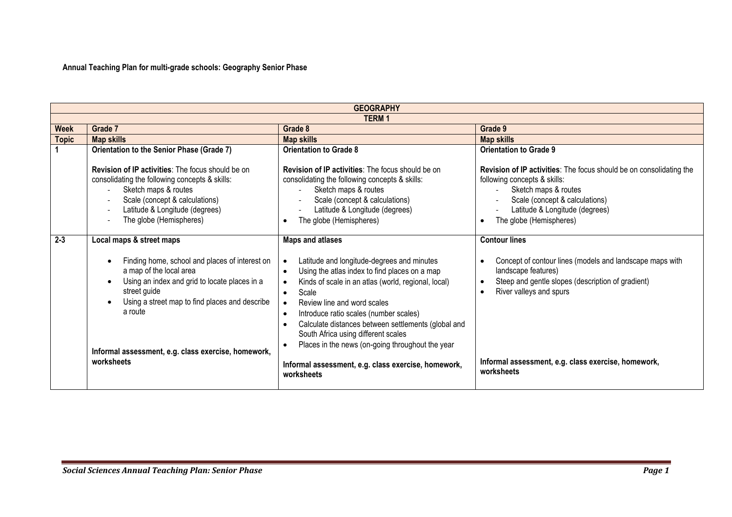**Annual Teaching Plan for multi-grade schools: Geography Senior Phase**

| GEOGRAPHY | | | |
|---|---|---|---|
| **TERM 1** | | | |
| **Week** | **Grade 7** | **Grade 8** | **Grade 9** |
| **Topic** | **Map skills** | **Map skills** | **Map skills** |
| **1** | **Orientation to the Senior Phase (Grade 7)**<br><br>**Revision of IP activities**: The focus should be on consolidating the following concepts & skills:<br>- Sketch maps & routes<br>- Scale (concept & calculations)<br>- Latitude & Longitude (degrees)<br>- The globe (Hemispheres) | **Orientation to Grade 8**<br><br>**Revision of IP activities**: The focus should be on consolidating the following concepts & skills:<br>- Sketch maps & routes<br>- Scale (concept & calculations)<br>- Latitude & Longitude (degrees)<br>• The globe (Hemispheres) | **Orientation to Grade 9**<br><br>**Revision of IP activities**: The focus should be on consolidating the following concepts & skills:<br>- Sketch maps & routes<br>- Scale (concept & calculations)<br>- Latitude & Longitude (degrees)<br>• The globe (Hemispheres) |
| **2-3** | **Local maps & street maps**<br><br>• Finding home, school and places of interest on a map of the local area<br>• Using an index and grid to locate places in a street guide<br>• Using a street map to find places and describe a route<br><br>**Informal assessment, e.g. class exercise, homework, worksheets** | **Maps and atlases**<br><br>• Latitude and longitude-degrees and minutes<br>• Using the atlas index to find places on a map<br>• Kinds of scale in an atlas (world, regional, local)<br>• Scale<br>• Review line and word scales<br>• Introduce ratio scales (number scales)<br>• Calculate distances between settlements (global and South Africa using different scales<br>• Places in the news (on-going throughout the year<br><br>**Informal assessment, e.g. class exercise, homework, worksheets** | **Contour lines**<br><br>• Concept of contour lines (models and landscape maps with landscape features)<br>• Steep and gentle slopes (description of gradient)<br>• River valleys and spurs<br><br>**Informal assessment, e.g. class exercise, homework, worksheets** |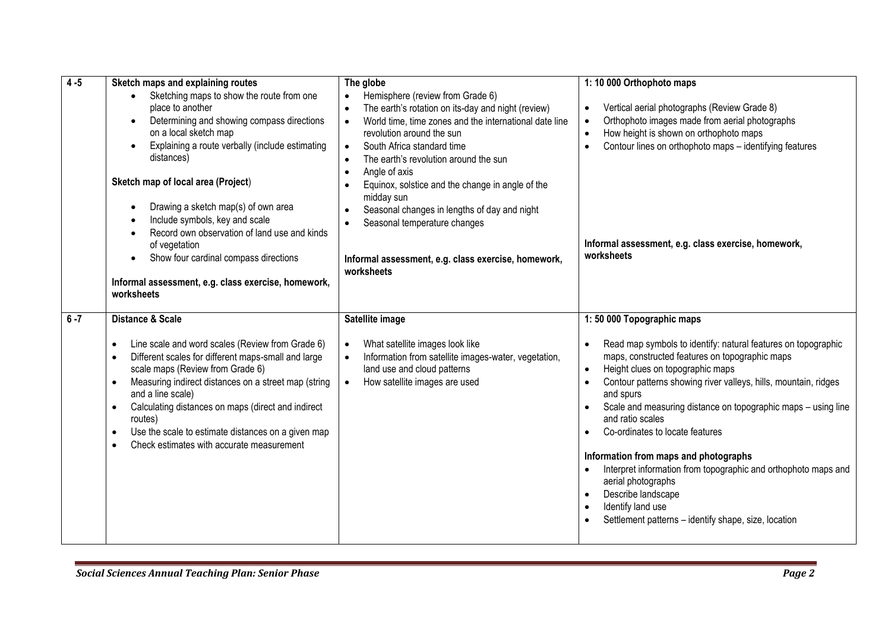| | | | |
|---|---|---|---|
| 4 -5 | **Sketch maps and explaining routes**<br>• Sketching maps to show the route from one place to another<br>• Determining and showing compass directions on a local sketch map<br>• Explaining a route verbally (include estimating distances)<br><br>**Sketch map of local area (Project)**<br><br>• Drawing a sketch map(s) of own area<br>• Include symbols, key and scale<br>• Record own observation of land use and kinds of vegetation<br>• Show four cardinal compass directions<br><br>**Informal assessment, e.g. class exercise, homework, worksheets** | **The globe**<br>• Hemisphere (review from Grade 6)<br>• The earth's rotation on its-day and night (review)<br>• World time, time zones and the international date line revolution around the sun<br>• South Africa standard time<br>• The earth's revolution around the sun<br>• Angle of axis<br>• Equinox, solstice and the change in angle of the midday sun<br>• Seasonal changes in lengths of day and night<br>• Seasonal temperature changes<br><br>**Informal assessment, e.g. class exercise, homework, worksheets** | **1: 10 000 Orthophoto maps**<br><br>• Vertical aerial photographs (Review Grade 8)<br>• Orthophoto images made from aerial photographs<br>• How height is shown on orthophoto maps<br>• Contour lines on orthophoto maps – identifying features<br><br>**Informal assessment, e.g. class exercise, homework, worksheets** |
| 6 -7 | **Distance & Scale**<br><br>• Line scale and word scales (Review from Grade 6)<br>• Different scales for different maps-small and large scale maps (Review from Grade 6)<br>• Measuring indirect distances on a street map (string and a line scale)<br>• Calculating distances on maps (direct and indirect routes)<br>• Use the scale to estimate distances on a given map<br>• Check estimates with accurate measurement | **Satellite image**<br><br>• What satellite images look like<br>• Information from satellite images-water, vegetation, land use and cloud patterns<br>• How satellite images are used | **1: 50 000 Topographic maps**<br><br>• Read map symbols to identify: natural features on topographic maps, constructed features on topographic maps<br>• Height clues on topographic maps<br>• Contour patterns showing river valleys, hills, mountain, ridges and spurs<br>• Scale and measuring distance on topographic maps – using line and ratio scales<br>• Co-ordinates to locate features<br><br>**Information from maps and photographs**<br>• Interpret information from topographic and orthophoto maps and aerial photographs<br>• Describe landscape<br>• Identify land use<br>• Settlement patterns – identify shape, size, location |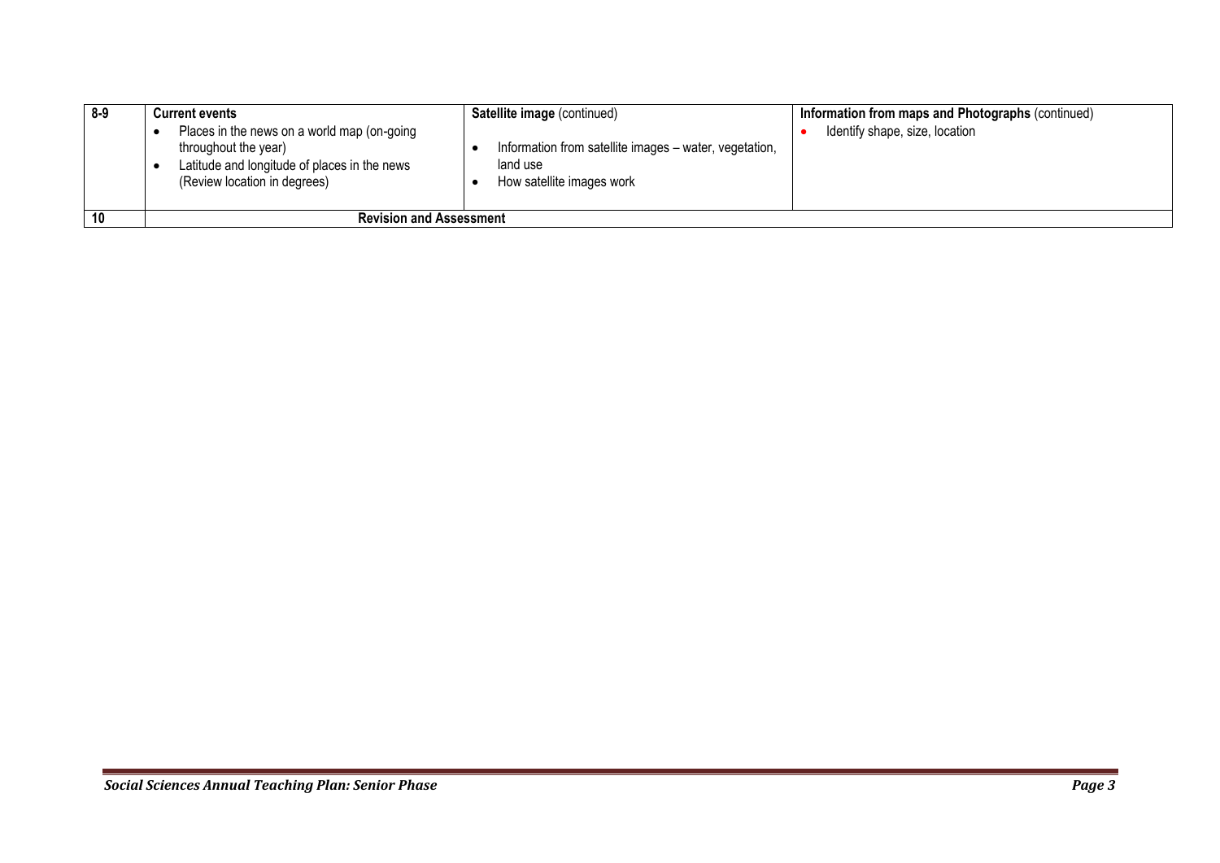| | | | |
|---|---|---|---|
| 8-9 | **Current events**<br>• Places in the news on a world map (on-going throughout the year)<br>• Latitude and longitude of places in the news (Review location in degrees) | **Satellite image** (continued)<br>• Information from satellite images – water, vegetation, land use<br>• How satellite images work | **Information from maps and Photographs** (continued)<br>• Identify shape, size, location |
| 10 | **Revision and Assessment** | | |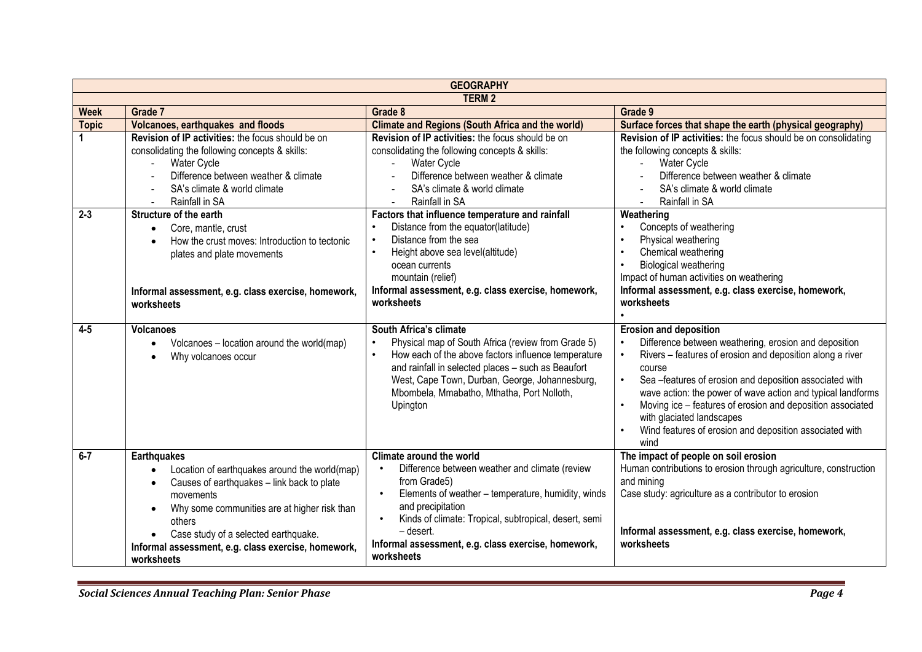| GEOGRAPHY | | | |
|---|---|---|---|
| **TERM 2** | | | |
| **Week** | **Grade 7** | **Grade 8** | **Grade 9** |
| **Topic** | **Volcanoes, earthquakes and floods** | **Climate and Regions (South Africa and the world)** | **Surface forces that shape the earth (physical geography)** |
| **1** | **Revision of IP activities:** the focus should be on consolidating the following concepts & skills:<br>- Water Cycle<br>- Difference between weather & climate<br>- SA's climate & world climate<br>- Rainfall in SA | **Revision of IP activities:** the focus should be on consolidating the following concepts & skills:<br>- Water Cycle<br>- Difference between weather & climate<br>- SA's climate & world climate<br>- Rainfall in SA | **Revision of IP activities:** the focus should be on consolidating the following concepts & skills:<br>- Water Cycle<br>- Difference between weather & climate<br>- SA's climate & world climate<br>- Rainfall in SA |
| **2-3** | **Structure of the earth**<br>• Core, mantle, crust<br>• How the crust moves: Introduction to tectonic plates and plate movements<br><br>**Informal assessment, e.g. class exercise, homework, worksheets** | **Factors that influence temperature and rainfall**<br>• Distance from the equator(latitude)<br>• Distance from the sea<br>• Height above sea level(altitude)<br>ocean currents<br>mountain (relief)<br>**Informal assessment, e.g. class exercise, homework, worksheets** | **Weathering**<br>• Concepts of weathering<br>• Physical weathering<br>• Chemical weathering<br>• Biological weathering<br>Impact of human activities on weathering<br>**Informal assessment, e.g. class exercise, homework, worksheets**<br>• |
| **4-5** | **Volcanoes**<br>• Volcanoes – location around the world(map)<br>• Why volcanoes occur | **South Africa's climate**<br>• Physical map of South Africa (review from Grade 5)<br>• How each of the above factors influence temperature and rainfall in selected places – such as Beaufort West, Cape Town, Durban, George, Johannesburg, Mbombela, Mmabatho, Mthatha, Port Nolloth, Upington | **Erosion and deposition**<br>• Difference between weathering, erosion and deposition<br>• Rivers – features of erosion and deposition along a river course<br>• Sea –features of erosion and deposition associated with wave action: the power of wave action and typical landforms<br>• Moving ice – features of erosion and deposition associated with glaciated landscapes<br>• Wind features of erosion and deposition associated with wind |
| **6-7** | **Earthquakes**<br>• Location of earthquakes around the world(map)<br>• Causes of earthquakes – link back to plate movements<br>• Why some communities are at higher risk than others<br>• Case study of a selected earthquake.<br>**Informal assessment, e.g. class exercise, homework, worksheets** | **Climate around the world**<br>• Difference between weather and climate (review from Grade5)<br>• Elements of weather – temperature, humidity, winds and precipitation<br>• Kinds of climate: Tropical, subtropical, desert, semi – desert.<br>**Informal assessment, e.g. class exercise, homework, worksheets** | **The impact of people on soil erosion**<br>Human contributions to erosion through agriculture, construction and mining<br>Case study: agriculture as a contributor to erosion<br><br>**Informal assessment, e.g. class exercise, homework, worksheets** |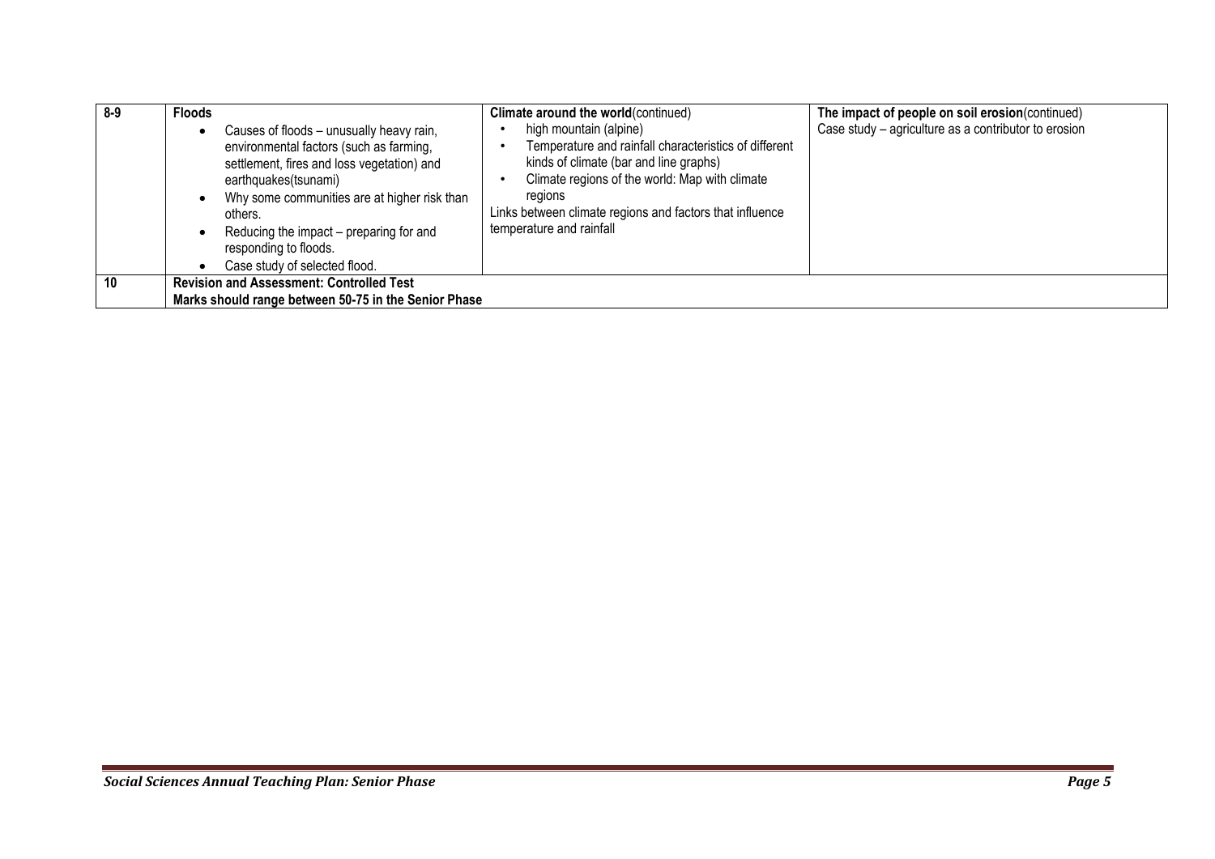| 8-9 | **Floods**<br>• Causes of floods – unusually heavy rain, environmental factors (such as farming, settlement, fires and loss vegetation) and earthquakes(tsunami)<br>• Why some communities are at higher risk than others.<br>• Reducing the impact – preparing for and responding to floods.<br>• Case study of selected flood. | **Climate around the world**(continued)<br>• high mountain (alpine)<br>• Temperature and rainfall characteristics of different kinds of climate (bar and line graphs)<br>• Climate regions of the world: Map with climate regions<br>Links between climate regions and factors that influence temperature and rainfall | **The impact of people on soil erosion**(continued)<br>Case study – agriculture as a contributor to erosion |
|---|---|---|---|
| 10 | **Revision and Assessment: Controlled Test**<br>**Marks should range between 50-75 in the Senior Phase** | | |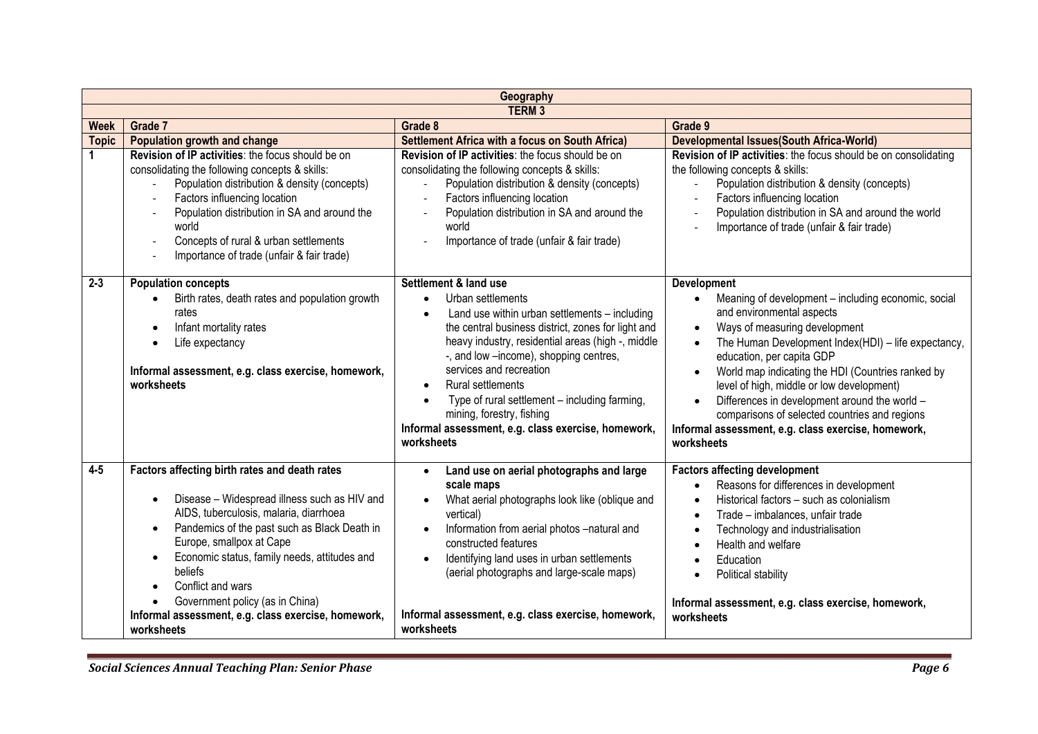| Geography | | | |
|---|---|---|---|
| **TERM 3** | | | |
| **Week** | **Grade 7** | **Grade 8** | **Grade 9** |
| **Topic** | **Population growth and change** | **Settlement Africa with a focus on South Africa)** | **Developmental Issues(South Africa-World)** |
| **1** | **Revision of IP activities**: the focus should be on consolidating the following concepts & skills:<br>- Population distribution & density (concepts)<br>- Factors influencing location<br>- Population distribution in SA and around the world<br>- Concepts of rural & urban settlements<br>- Importance of trade (unfair & fair trade) | **Revision of IP activities**: the focus should be on consolidating the following concepts & skills:<br>- Population distribution & density (concepts)<br>- Factors influencing location<br>- Population distribution in SA and around the world<br>- Importance of trade (unfair & fair trade) | **Revision of IP activities**: the focus should be on consolidating the following concepts & skills:<br>- Population distribution & density (concepts)<br>- Factors influencing location<br>- Population distribution in SA and around the world<br>- Importance of trade (unfair & fair trade) |
| **2-3** | **Population concepts**<br>• Birth rates, death rates and population growth rates<br>• Infant mortality rates<br>• Life expectancy<br><br>**Informal assessment, e.g. class exercise, homework, worksheets** | **Settlement & land use**<br>• Urban settlements<br>• Land use within urban settlements – including the central business district, zones for light and heavy industry, residential areas (high -, middle -, and low –income), shopping centres, services and recreation<br>• Rural settlements<br>• Type of rural settlement – including farming, mining, forestry, fishing<br>**Informal assessment, e.g. class exercise, homework, worksheets** | **Development**<br>• Meaning of development – including economic, social and environmental aspects<br>• Ways of measuring development<br>• The Human Development Index(HDI) – life expectancy, education, per capita GDP<br>• World map indicating the HDI (Countries ranked by level of high, middle or low development)<br>• Differences in development around the world – comparisons of selected countries and regions<br>**Informal assessment, e.g. class exercise, homework, worksheets** |
| **4-5** | **Factors affecting birth rates and death rates**<br>• Disease – Widespread illness such as HIV and AIDS, tuberculosis, malaria, diarrhoea<br>• Pandemics of the past such as Black Death in Europe, smallpox at Cape<br>• Economic status, family needs, attitudes and beliefs<br>• Conflict and wars<br>• Government policy (as in China)<br>**Informal assessment, e.g. class exercise, homework, worksheets** | • **Land use on aerial photographs and large scale maps**<br>• What aerial photographs look like (oblique and vertical)<br>• Information from aerial photos –natural and constructed features<br>• Identifying land uses in urban settlements (aerial photographs and large-scale maps)<br><br>**Informal assessment, e.g. class exercise, homework, worksheets** | **Factors affecting development**<br>• Reasons for differences in development<br>• Historical factors – such as colonialism<br>• Trade – imbalances, unfair trade<br>• Technology and industrialisation<br>• Health and welfare<br>• Education<br>• Political stability<br><br>**Informal assessment, e.g. class exercise, homework, worksheets** |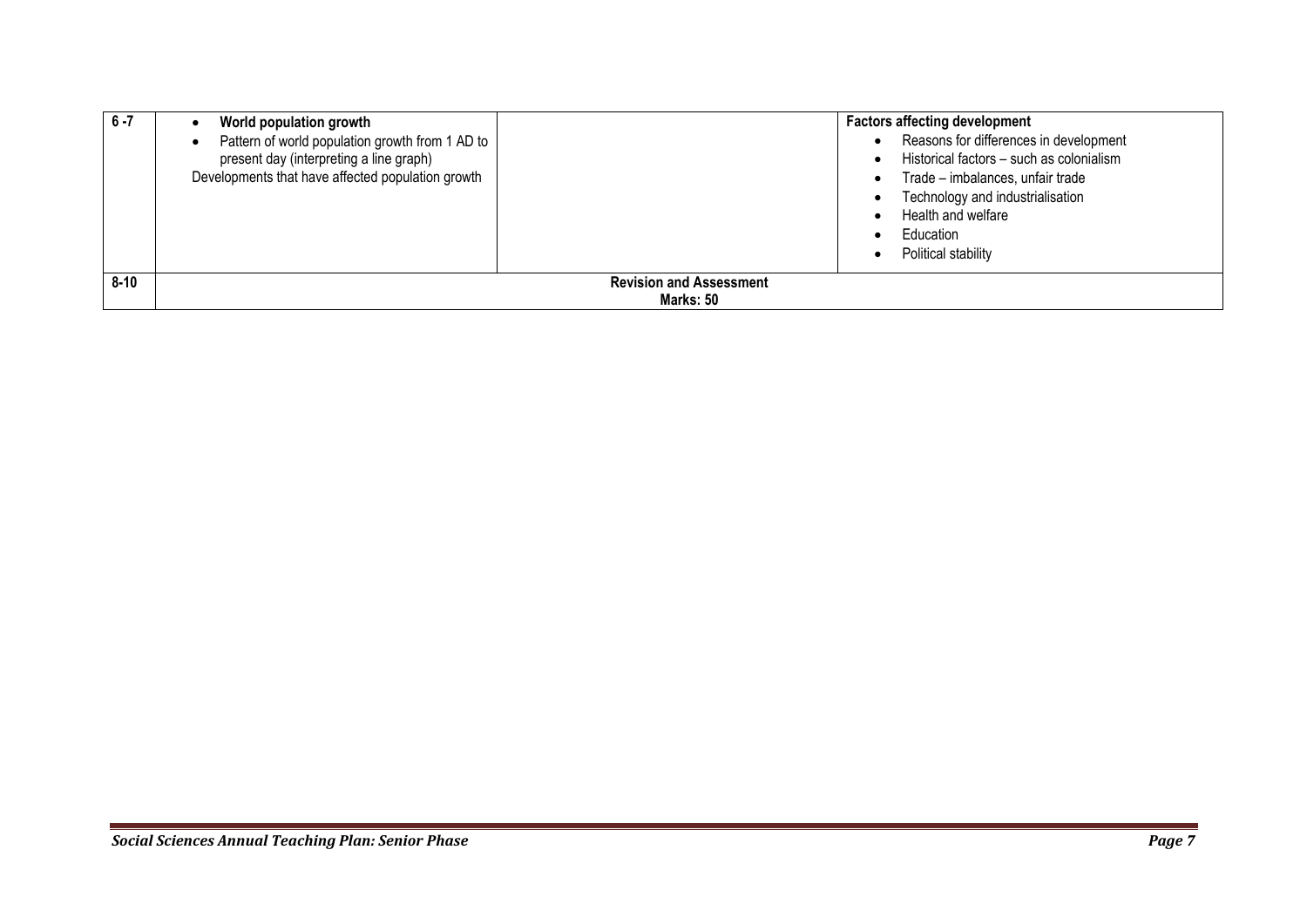| 6 -7 | • **World population growth**<br>• Pattern of world population growth from 1 AD to present day (interpreting a line graph)<br>Developments that have affected population growth | | **Factors affecting development**<br>• Reasons for differences in development<br>• Historical factors – such as colonialism<br>• Trade – imbalances, unfair trade<br>• Technology and industrialisation<br>• Health and welfare<br>• Education<br>• Political stability |
|---|---|---|---|
| 8-10 | **Revision and Assessment**<br>**Marks: 50** | | |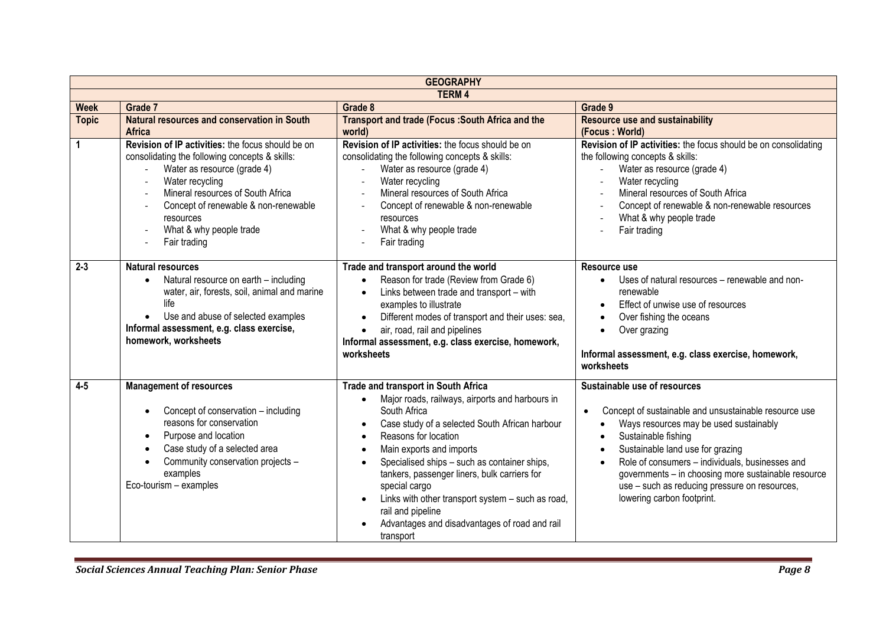| GEOGRAPHY | | | |
|---|---|---|---|
| **TERM 4** | | | |
| **Week** | **Grade 7** | **Grade 8** | **Grade 9** |
| **Topic** | **Natural resources and conservation in South Africa** | **Transport and trade (Focus :South Africa and the world)** | **Resource use and sustainability (Focus : World)** |
| **1** | **Revision of IP activities:** the focus should be on consolidating the following concepts & skills:<br>- Water as resource (grade 4)<br>- Water recycling<br>- Mineral resources of South Africa<br>- Concept of renewable & non-renewable resources<br>- What & why people trade<br>- Fair trading | **Revision of IP activities:** the focus should be on consolidating the following concepts & skills:<br>- Water as resource (grade 4)<br>- Water recycling<br>- Mineral resources of South Africa<br>- Concept of renewable & non-renewable resources<br>- What & why people trade<br>- Fair trading | **Revision of IP activities:** the focus should be on consolidating the following concepts & skills:<br>- Water as resource (grade 4)<br>- Water recycling<br>- Mineral resources of South Africa<br>- Concept of renewable & non-renewable resources<br>- What & why people trade<br>- Fair trading |
| **2-3** | **Natural resources**<br>• Natural resource on earth – including water, air, forests, soil, animal and marine life<br>• Use and abuse of selected examples<br>**Informal assessment, e.g. class exercise, homework, worksheets** | **Trade and transport around the world**<br>• Reason for trade (Review from Grade 6)<br>• Links between trade and transport – with examples to illustrate<br>• Different modes of transport and their uses: sea,<br>• air, road, rail and pipelines<br>**Informal assessment, e.g. class exercise, homework, worksheets** | **Resource use**<br>• Uses of natural resources – renewable and non-renewable<br>• Effect of unwise use of resources<br>• Over fishing the oceans<br>• Over grazing<br><br>**Informal assessment, e.g. class exercise, homework, worksheets** |
| **4-5** | **Management of resources**<br>• Concept of conservation – including reasons for conservation<br>• Purpose and location<br>• Case study of a selected area<br>• Community conservation projects – examples<br>Eco-tourism – examples | **Trade and transport in South Africa**<br>• Major roads, railways, airports and harbours in South Africa<br>• Case study of a selected South African harbour<br>• Reasons for location<br>• Main exports and imports<br>• Specialised ships – such as container ships, tankers, passenger liners, bulk carriers for special cargo<br>• Links with other transport system – such as road, rail and pipeline<br>• Advantages and disadvantages of road and rail transport | **Sustainable use of resources**<br>• Concept of sustainable and unsustainable resource use<br>• Ways resources may be used sustainably<br>• Sustainable fishing<br>• Sustainable land use for grazing<br>• Role of consumers – individuals, businesses and governments – in choosing more sustainable resource use – such as reducing pressure on resources, lowering carbon footprint. |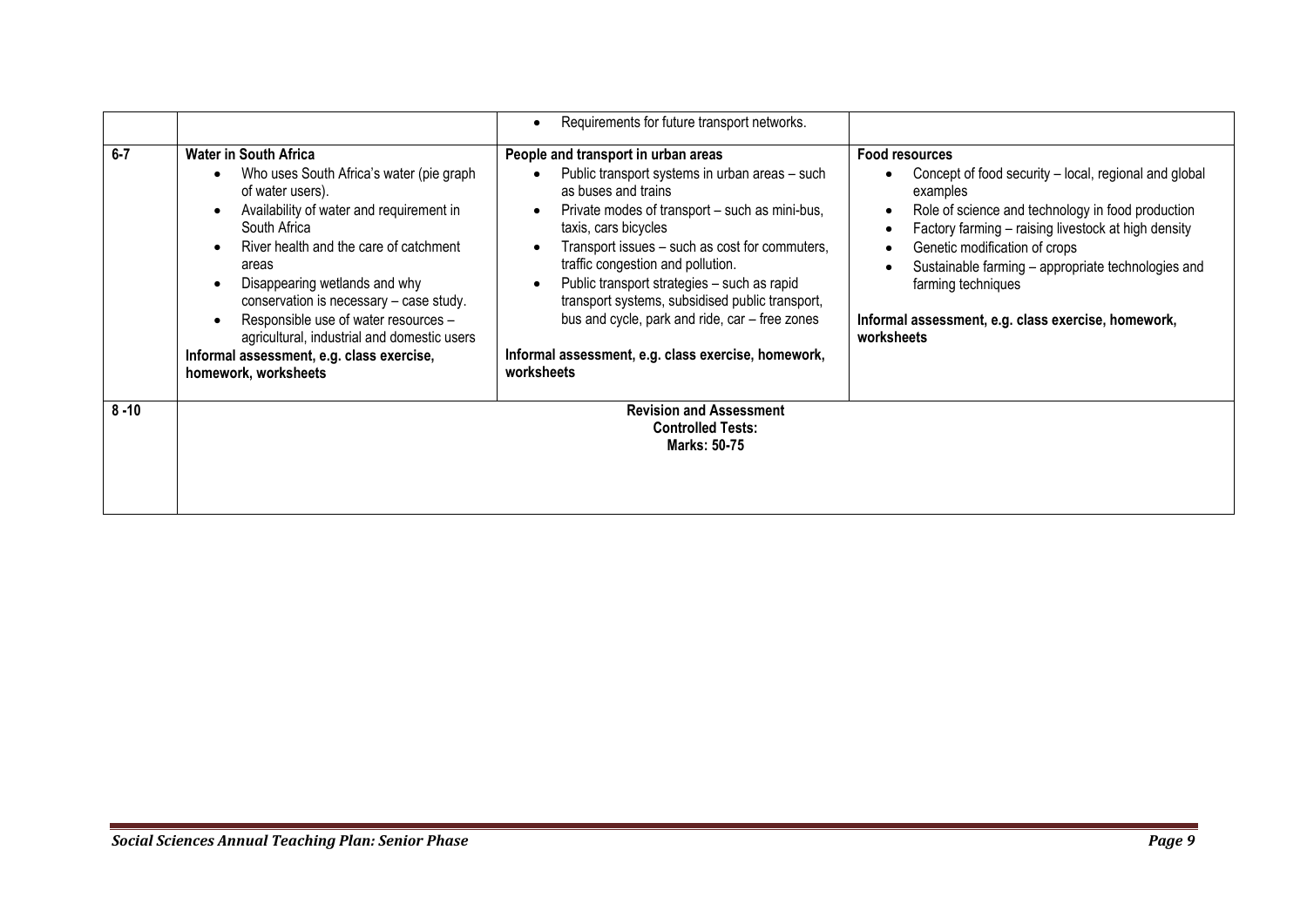|  |  |  |  |
|---|---|---|---|
|  |  | • Requirements for future transport networks. |  |
| 6-7 | **Water in South Africa**<br>• Who uses South Africa's water (pie graph of water users).<br>• Availability of water and requirement in South Africa<br>• River health and the care of catchment areas<br>• Disappearing wetlands and why conservation is necessary – case study.<br>• Responsible use of water resources – agricultural, industrial and domestic users<br>**Informal assessment, e.g. class exercise, homework, worksheets** | **People and transport in urban areas**<br>• Public transport systems in urban areas – such as buses and trains<br>• Private modes of transport – such as mini-bus, taxis, cars bicycles<br>• Transport issues – such as cost for commuters, traffic congestion and pollution.<br>• Public transport strategies – such as rapid transport systems, subsidised public transport, bus and cycle, park and ride, car – free zones<br><br>**Informal assessment, e.g. class exercise, homework, worksheets** | **Food resources**<br>• Concept of food security – local, regional and global examples<br>• Role of science and technology in food production<br>• Factory farming – raising livestock at high density<br>• Genetic modification of crops<br>• Sustainable farming – appropriate technologies and farming techniques<br><br>**Informal assessment, e.g. class exercise, homework, worksheets** |
| 8 -10 | **Revision and Assessment**<br>**Controlled Tests:**<br>**Marks: 50-75** |  |  |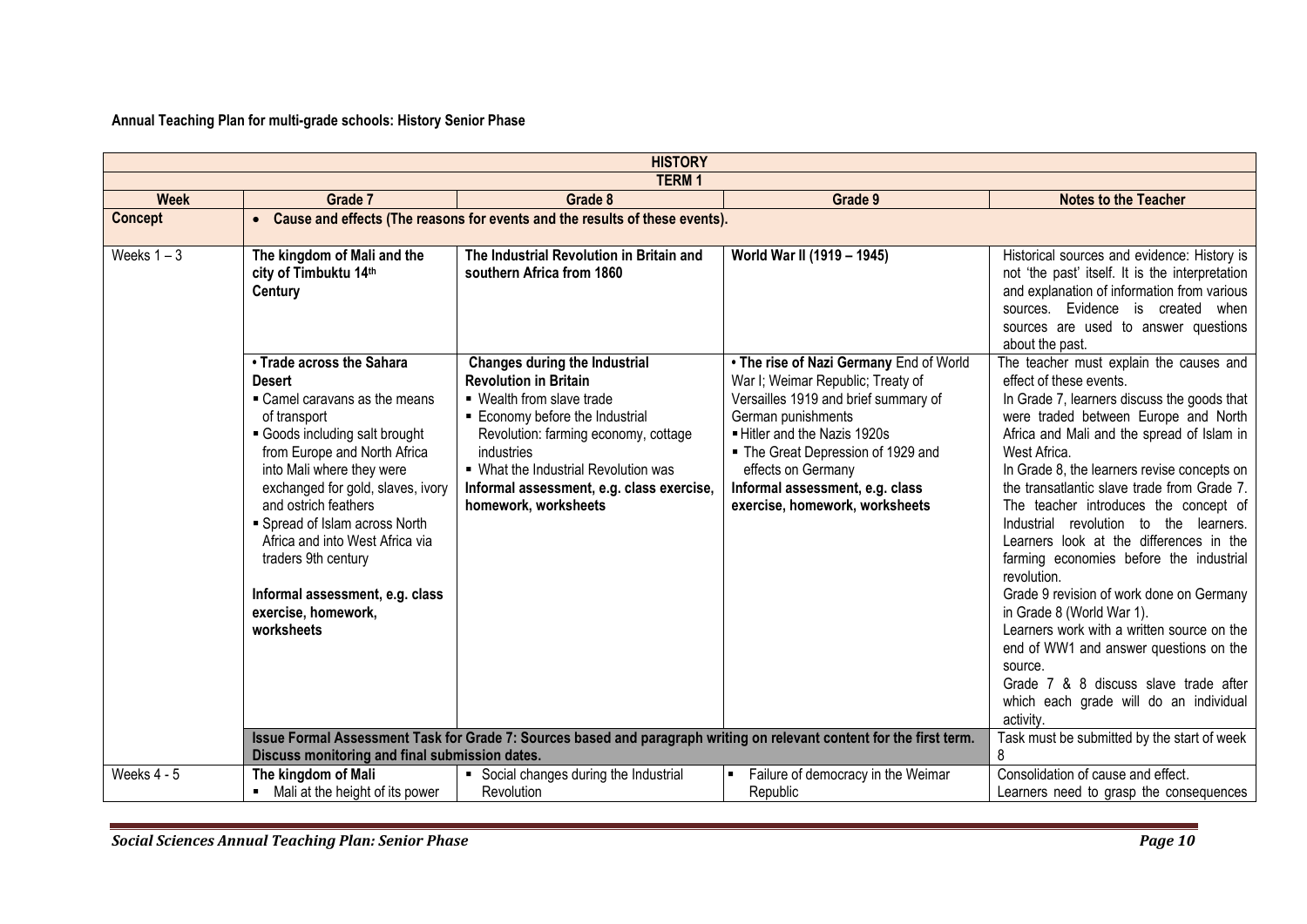**Annual Teaching Plan for multi-grade schools: History Senior Phase**

| HISTORY | | | | |
|---|---|---|---|---|
| **TERM 1** | | | | |
| **Week** | **Grade 7** | **Grade 8** | **Grade 9** | **Notes to the Teacher** |
| **Concept** | • **Cause and effects (The reasons for events and the results of these events).** | | | |
| Weeks 1 – 3 | **The kingdom of Mali and the city of Timbuktu 14th Century** | **The Industrial Revolution in Britain and southern Africa from 1860** | **World War II (1919 – 1945)** | Historical sources and evidence: History is not 'the past' itself. It is the interpretation and explanation of information from various sources. Evidence is created when sources are used to answer questions about the past. |
| | **• Trade across the Sahara Desert**<br>▪ Camel caravans as the means of transport<br>▪ Goods including salt brought from Europe and North Africa into Mali where they were exchanged for gold, slaves, ivory and ostrich feathers<br>▪ Spread of Islam across North Africa and into West Africa via traders 9th century<br><br>**Informal assessment, e.g. class exercise, homework, worksheets** | **Changes during the Industrial Revolution in Britain**<br>▪ Wealth from slave trade<br>▪ Economy before the Industrial Revolution: farming economy, cottage industries<br>▪ What the Industrial Revolution was<br>**Informal assessment, e.g. class exercise, homework, worksheets** | **• The rise of Nazi Germany** End of World War I; Weimar Republic; Treaty of Versailles 1919 and brief summary of German punishments<br>▪ Hitler and the Nazis 1920s<br>▪ The Great Depression of 1929 and effects on Germany<br>**Informal assessment, e.g. class exercise, homework, worksheets** | The teacher must explain the causes and effect of these events.<br>In Grade 7, learners discuss the goods that were traded between Europe and North Africa and Mali and the spread of Islam in West Africa.<br>In Grade 8, the learners revise concepts on the transatlantic slave trade from Grade 7. The teacher introduces the concept of Industrial revolution to the learners. Learners look at the differences in the farming economies before the industrial revolution.<br>Grade 9 revision of work done on Germany in Grade 8 (World War 1).<br>Learners work with a written source on the end of WW1 and answer questions on the source.<br>Grade 7 & 8 discuss slave trade after which each grade will do an individual activity. |
| | **Issue Formal Assessment Task for Grade 7: Sources based and paragraph writing on relevant content for the first term. Discuss monitoring and final submission dates.** | | | Task must be submitted by the start of week 8 |
| Weeks 4 - 5 | **The kingdom of Mali**<br>▪ Mali at the height of its power | ▪ Social changes during the Industrial Revolution | ▪ Failure of democracy in the Weimar Republic | Consolidation of cause and effect.<br>Learners need to grasp the consequences |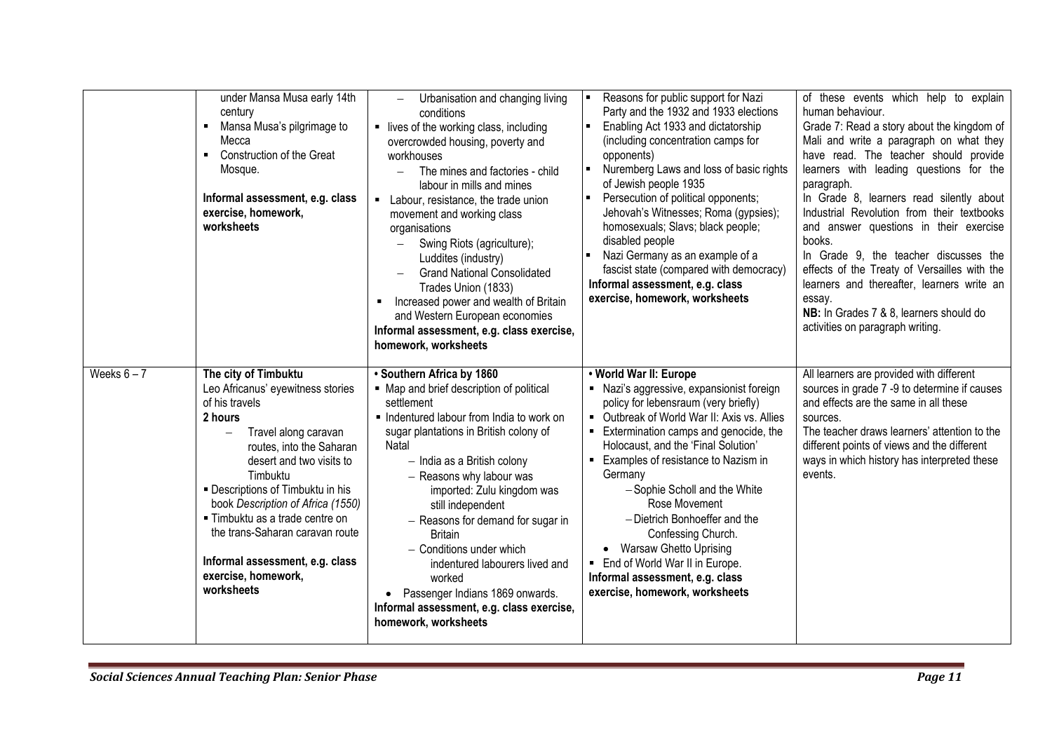| | | | | |
|---|---|---|---|---|
| | under Mansa Musa early 14th century<br>▪ Mansa Musa's pilgrimage to Mecca<br>▪ Construction of the Great Mosque.<br><br>**Informal assessment, e.g. class exercise, homework, worksheets** | – Urbanisation and changing living conditions<br>▪ lives of the working class, including overcrowded housing, poverty and workhouses<br>– The mines and factories - child labour in mills and mines<br>▪ Labour, resistance, the trade union movement and working class organisations<br>– Swing Riots (agriculture); Luddites (industry)<br>– Grand National Consolidated Trades Union (1833)<br>▪ Increased power and wealth of Britain and Western European economies<br>**Informal assessment, e.g. class exercise, homework, worksheets** | ▪ Reasons for public support for Nazi Party and the 1932 and 1933 elections<br>▪ Enabling Act 1933 and dictatorship (including concentration camps for opponents)<br>▪ Nuremberg Laws and loss of basic rights of Jewish people 1935<br>▪ Persecution of political opponents; Jehovah's Witnesses; Roma (gypsies); homosexuals; Slavs; black people; disabled people<br>▪ Nazi Germany as an example of a fascist state (compared with democracy)<br>**Informal assessment, e.g. class exercise, homework, worksheets** | of these events which help to explain human behaviour.<br>Grade 7: Read a story about the kingdom of Mali and write a paragraph on what they have read. The teacher should provide learners with leading questions for the paragraph.<br>In Grade 8, learners read silently about Industrial Revolution from their textbooks and answer questions in their exercise books.<br>In Grade 9, the teacher discusses the effects of the Treaty of Versailles with the learners and thereafter, learners write an essay.<br>**NB:** In Grades 7 & 8, learners should do activities on paragraph writing. |
| Weeks 6 – 7 | **The city of Timbuktu**<br>Leo Africanus' eyewitness stories of his travels<br>**2 hours**<br>– Travel along caravan routes, into the Saharan desert and two visits to Timbuktu<br>▪ Descriptions of Timbuktu in his book *Description of Africa (1550)*<br>▪ Timbuktu as a trade centre on the trans-Saharan caravan route<br><br>**Informal assessment, e.g. class exercise, homework, worksheets** | **• Southern Africa by 1860**<br>▪ Map and brief description of political settlement<br>▪ Indentured labour from India to work on sugar plantations in British colony of Natal<br>– India as a British colony<br>– Reasons why labour was imported: Zulu kingdom was still independent<br>– Reasons for demand for sugar in Britain<br>– Conditions under which indentured labourers lived and worked<br>• Passenger Indians 1869 onwards.<br>**Informal assessment, e.g. class exercise, homework, worksheets** | **• World War II: Europe**<br>▪ Nazi's aggressive, expansionist foreign policy for lebensraum (very briefly)<br>▪ Outbreak of World War II: Axis vs. Allies<br>▪ Extermination camps and genocide, the Holocaust, and the 'Final Solution'<br>▪ Examples of resistance to Nazism in Germany<br>– Sophie Scholl and the White Rose Movement<br>– Dietrich Bonhoeffer and the Confessing Church.<br>• Warsaw Ghetto Uprising<br>▪ End of World War II in Europe.<br>**Informal assessment, e.g. class exercise, homework, worksheets** | All learners are provided with different sources in grade 7 -9 to determine if causes and effects are the same in all these sources.<br>The teacher draws learners' attention to the different points of views and the different ways in which history has interpreted these events. |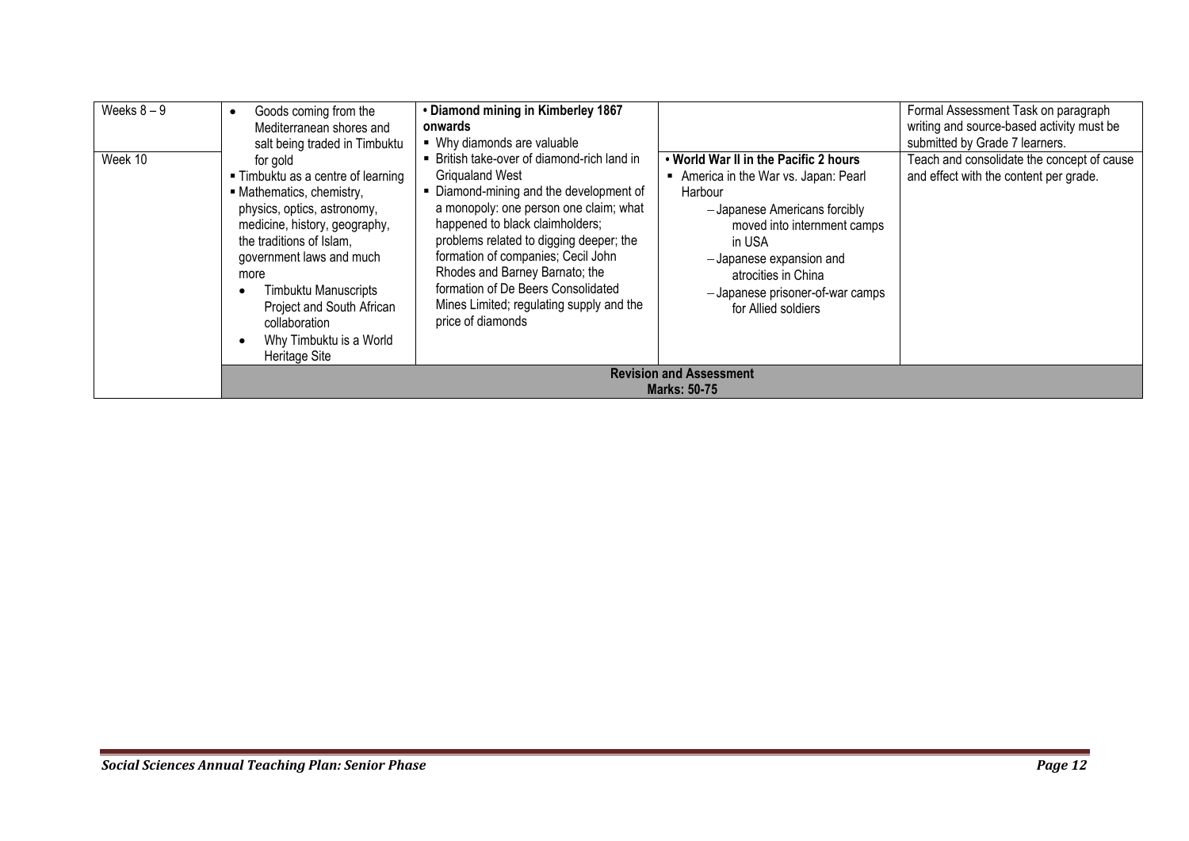| Weeks 8 – 9<br><br>Week 10 | • Goods coming from the Mediterranean shores and salt being traded in Timbuktu for gold<br>▪ Timbuktu as a centre of learning<br>▪ Mathematics, chemistry, physics, optics, astronomy, medicine, history, geography, the traditions of Islam, government laws and much more<br>• Timbuktu Manuscripts Project and South African collaboration<br>• Why Timbuktu is a World Heritage Site | **• Diamond mining in Kimberley 1867 onwards**<br>▪ Why diamonds are valuable<br>▪ British take-over of diamond-rich land in Griqualand West<br>▪ Diamond-mining and the development of a monopoly: one person one claim; what happened to black claimholders; problems related to digging deeper; the formation of companies; Cecil John Rhodes and Barney Barnato; the formation of De Beers Consolidated Mines Limited; regulating supply and the price of diamonds | **• World War II in the Pacific 2 hours**<br>▪ America in the War vs. Japan: Pearl Harbour<br>– Japanese Americans forcibly moved into internment camps in USA<br>– Japanese expansion and atrocities in China<br>– Japanese prisoner-of-war camps for Allied soldiers | Formal Assessment Task on paragraph writing and source-based activity must be submitted by Grade 7 learners.<br><br>Teach and consolidate the concept of cause and effect with the content per grade. |
|---|---|---|---|---|
| | **Revision and Assessment**<br>**Marks: 50-75** | | | |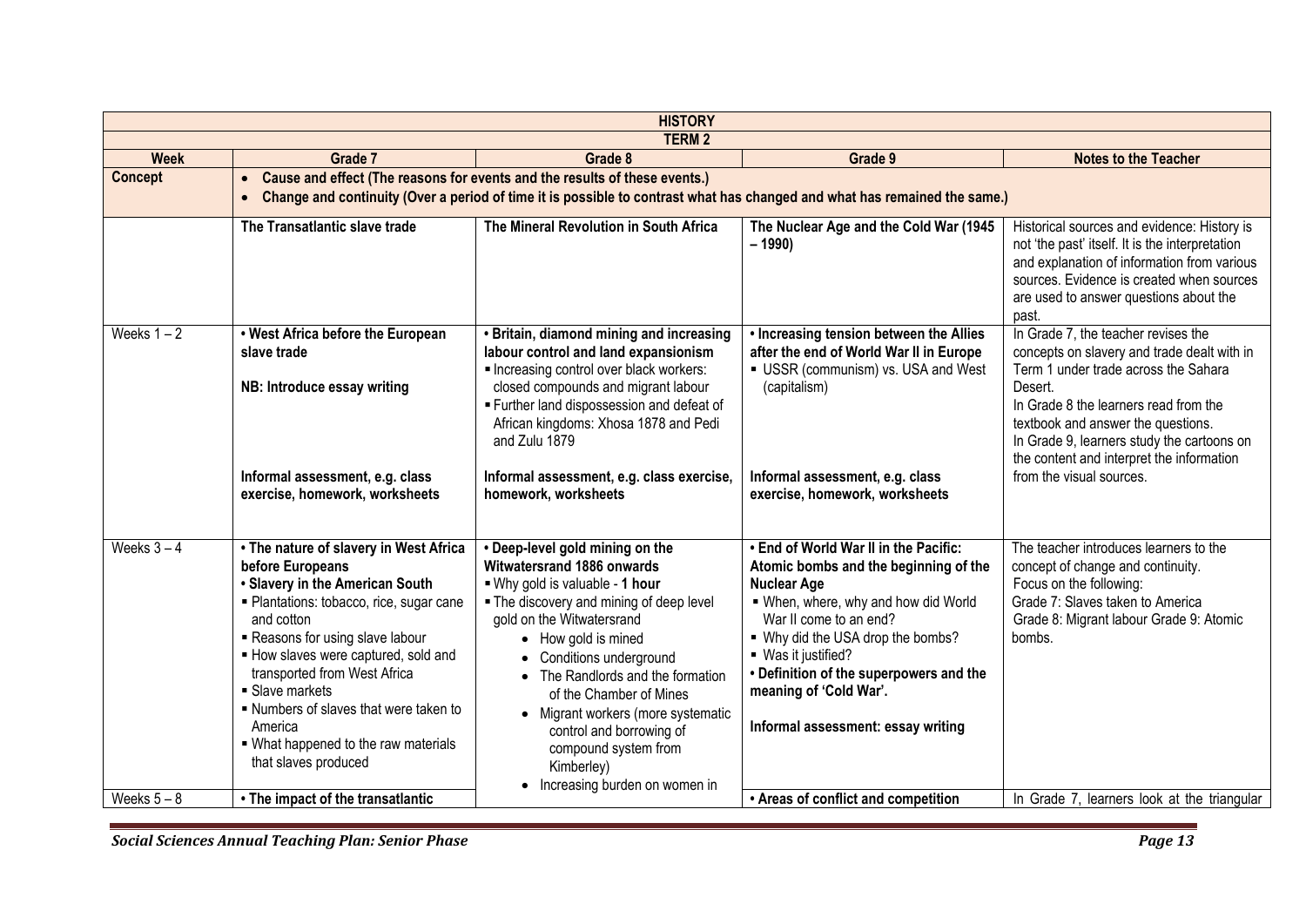| HISTORY | | | | |
|---|---|---|---|---|
| TERM 2 | | | | |
| **Week** | **Grade 7** | **Grade 8** | **Grade 9** | **Notes to the Teacher** |
| **Concept** | • **Cause and effect (The reasons for events and the results of these events.)**<br>• **Change and continuity (Over a period of time it is possible to contrast what has changed and what has remained the same.)** | | | |
| | **The Transatlantic slave trade** | **The Mineral Revolution in South Africa** | **The Nuclear Age and the Cold War (1945 – 1990)** | Historical sources and evidence: History is not 'the past' itself. It is the interpretation and explanation of information from various sources. Evidence is created when sources are used to answer questions about the past. |
| Weeks 1 – 2 | **• West Africa before the European slave trade**<br><br>**NB: Introduce essay writing**<br><br>**Informal assessment, e.g. class exercise, homework, worksheets** | **• Britain, diamond mining and increasing labour control and land expansionism**<br>▪ Increasing control over black workers: closed compounds and migrant labour<br>▪ Further land dispossession and defeat of African kingdoms: Xhosa 1878 and Pedi and Zulu 1879<br><br>**Informal assessment, e.g. class exercise, homework, worksheets** | **• Increasing tension between the Allies after the end of World War II in Europe**<br>▪ USSR (communism) vs. USA and West (capitalism)<br><br>**Informal assessment, e.g. class exercise, homework, worksheets** | In Grade 7, the teacher revises the concepts on slavery and trade dealt with in Term 1 under trade across the Sahara Desert.<br>In Grade 8 the learners read from the textbook and answer the questions.<br>In Grade 9, learners study the cartoons on the content and interpret the information from the visual sources. |
| Weeks 3 – 4 | **• The nature of slavery in West Africa before Europeans**<br>**• Slavery in the American South**<br>▪ Plantations: tobacco, rice, sugar cane and cotton<br>▪ Reasons for using slave labour<br>▪ How slaves were captured, sold and transported from West Africa<br>▪ Slave markets<br>▪ Numbers of slaves that were taken to America<br>▪ What happened to the raw materials that slaves produced | **• Deep-level gold mining on the Witwatersrand 1886 onwards**<br>▪ Why gold is valuable - **1 hour**<br>▪ The discovery and mining of deep level gold on the Witwatersrand<br>• How gold is mined<br>• Conditions underground<br>• The Randlords and the formation of the Chamber of Mines<br>• Migrant workers (more systematic control and borrowing of compound system from Kimberley)<br>• Increasing burden on women in | **• End of World War II in the Pacific: Atomic bombs and the beginning of the Nuclear Age**<br>▪ When, where, why and how did World War II come to an end?<br>▪ Why did the USA drop the bombs?<br>▪ Was it justified?<br>**• Definition of the superpowers and the meaning of 'Cold War'.**<br><br>**Informal assessment: essay writing** | The teacher introduces learners to the concept of change and continuity.<br>Focus on the following:<br>Grade 7: Slaves taken to America<br>Grade 8: Migrant labour Grade 9: Atomic bombs. |
| Weeks 5 – 8 | **• The impact of the transatlantic** | | **• Areas of conflict and competition** | In Grade 7, learners look at the triangular |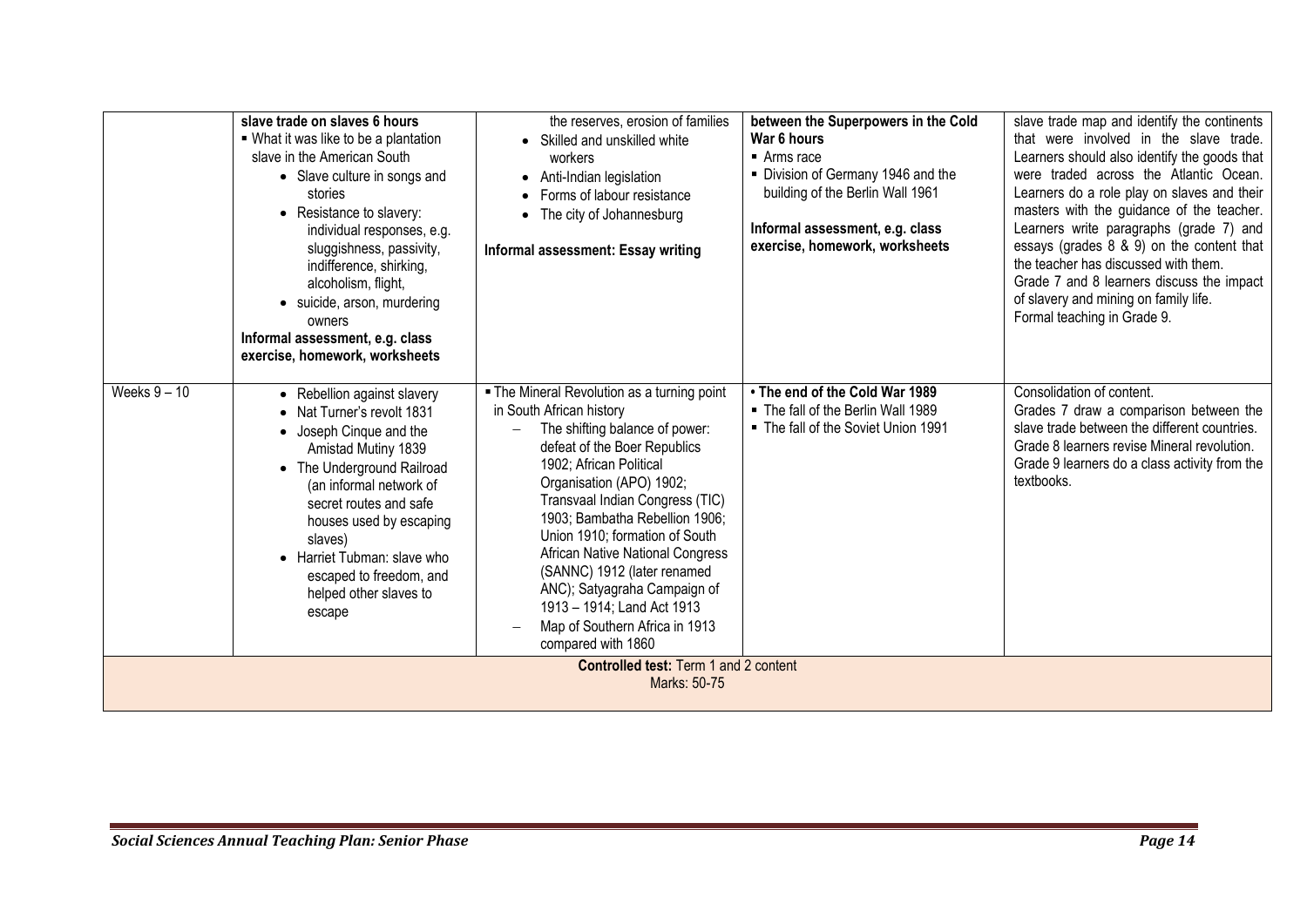| | | | | |
|---|---|---|---|---|
| | **slave trade on slaves 6 hours**<br>▪ What it was like to be a plantation slave in the American South<br>• Slave culture in songs and stories<br>• Resistance to slavery: individual responses, e.g. sluggishness, passivity, indifference, shirking, alcoholism, flight,<br>• suicide, arson, murdering owners<br>**Informal assessment, e.g. class exercise, homework, worksheets** | the reserves, erosion of families<br>• Skilled and unskilled white workers<br>• Anti-Indian legislation<br>• Forms of labour resistance<br>• The city of Johannesburg<br>**Informal assessment: Essay writing** | **between the Superpowers in the Cold War 6 hours**<br>▪ Arms race<br>▪ Division of Germany 1946 and the building of the Berlin Wall 1961<br>**Informal assessment, e.g. class exercise, homework, worksheets** | slave trade map and identify the continents that were involved in the slave trade. Learners should also identify the goods that were traded across the Atlantic Ocean. Learners do a role play on slaves and their masters with the guidance of the teacher. Learners write paragraphs (grade 7) and essays (grades 8 & 9) on the content that the teacher has discussed with them. Grade 7 and 8 learners discuss the impact of slavery and mining on family life. Formal teaching in Grade 9. |
| Weeks 9 – 10 | • Rebellion against slavery<br>• Nat Turner's revolt 1831<br>• Joseph Cinque and the Amistad Mutiny 1839<br>• The Underground Railroad (an informal network of secret routes and safe houses used by escaping slaves)<br>• Harriet Tubman: slave who escaped to freedom, and helped other slaves to escape | ▪ The Mineral Revolution as a turning point in South African history<br>– The shifting balance of power: defeat of the Boer Republics 1902; African Political Organisation (APO) 1902; Transvaal Indian Congress (TIC) 1903; Bambatha Rebellion 1906; Union 1910; formation of South African Native National Congress (SANNC) 1912 (later renamed ANC); Satyagraha Campaign of 1913 – 1914; Land Act 1913<br>– Map of Southern Africa in 1913 compared with 1860 | **• The end of the Cold War 1989**<br>▪ The fall of the Berlin Wall 1989<br>▪ The fall of the Soviet Union 1991 | Consolidation of content.<br>Grades 7 draw a comparison between the slave trade between the different countries.<br>Grade 8 learners revise Mineral revolution.<br>Grade 9 learners do a class activity from the textbooks. |
| **Controlled test:** Term 1 and 2 content<br>Marks: 50-75 | | | | |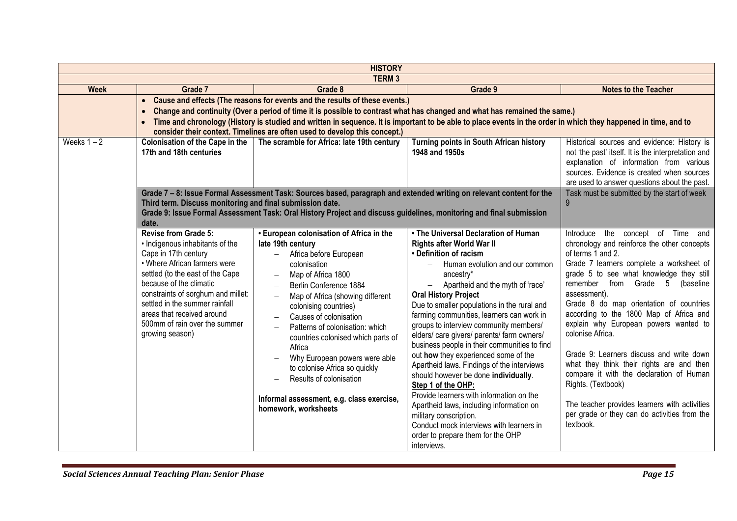| HISTORY | | | | |
|---|---|---|---|---|
| **TERM 3** | | | | |
| **Week** | **Grade 7** | **Grade 8** | **Grade 9** | **Notes to the Teacher** |
| | • **Cause and effects (The reasons for events and the results of these events.)**<br>• **Change and continuity (Over a period of time it is possible to contrast what has changed and what has remained the same.)**<br>• **Time and chronology (History is studied and written in sequence. It is important to be able to place events in the order in which they happened in time, and to consider their context. Timelines are often used to develop this concept.)** | | | |
| Weeks 1 – 2 | **Colonisation of the Cape in the 17th and 18th centuries** | **The scramble for Africa: late 19th century** | **Turning points in South African history 1948 and 1950s** | Historical sources and evidence: History is not 'the past' itself. It is the interpretation and explanation of information from various sources. Evidence is created when sources are used to answer questions about the past. |
| | **Grade 7 – 8: Issue Formal Assessment Task: Sources based, paragraph and extended writing on relevant content for the Third term. Discuss monitoring and final submission date.**<br>**Grade 9: Issue Formal Assessment Task: Oral History Project and discuss guidelines, monitoring and final submission date.** | | | Task must be submitted by the start of week 9 |
| | **Revise from Grade 5:**<br>• Indigenous inhabitants of the Cape in 17th century<br>• Where African farmers were settled (to the east of the Cape because of the climatic constraints of sorghum and millet: settled in the summer rainfall areas that received around 500mm of rain over the summer growing season) | **• European colonisation of Africa in the late 19th century**<br>– Africa before European colonisation<br>– Map of Africa 1800<br>– Berlin Conference 1884<br>– Map of Africa (showing different colonising countries)<br>– Causes of colonisation<br>– Patterns of colonisation: which countries colonised which parts of Africa<br>– Why European powers were able to colonise Africa so quickly<br>– Results of colonisation<br><br>**Informal assessment, e.g. class exercise, homework, worksheets** | **• The Universal Declaration of Human Rights after World War II**<br>**• Definition of racism**<br>– Human evolution and our common ancestry*<br>– Apartheid and the myth of 'race'<br>**Oral History Project**<br>Due to smaller populations in the rural and farming communities, learners can work in groups to interview community members/ elders/ care givers/ parents/ farm owners/ business people in their communities to find out **how** they experienced some of the Apartheid laws. Findings of the interviews should however be done **individually**.<br>**Step 1 of the OHP:**<br>Provide learners with information on the Apartheid laws, including information on military conscription.<br>Conduct mock interviews with learners in order to prepare them for the OHP interviews. | Introduce the concept of Time and chronology and reinforce the other concepts of terms 1 and 2.<br>Grade 7 learners complete a worksheet of grade 5 to see what knowledge they still remember from Grade 5 (baseline assessment).<br>Grade 8 do map orientation of countries according to the 1800 Map of Africa and explain why European powers wanted to colonise Africa.<br><br>Grade 9: Learners discuss and write down what they think their rights are and then compare it with the declaration of Human Rights. (Textbook)<br><br>The teacher provides learners with activities per grade or they can do activities from the textbook. |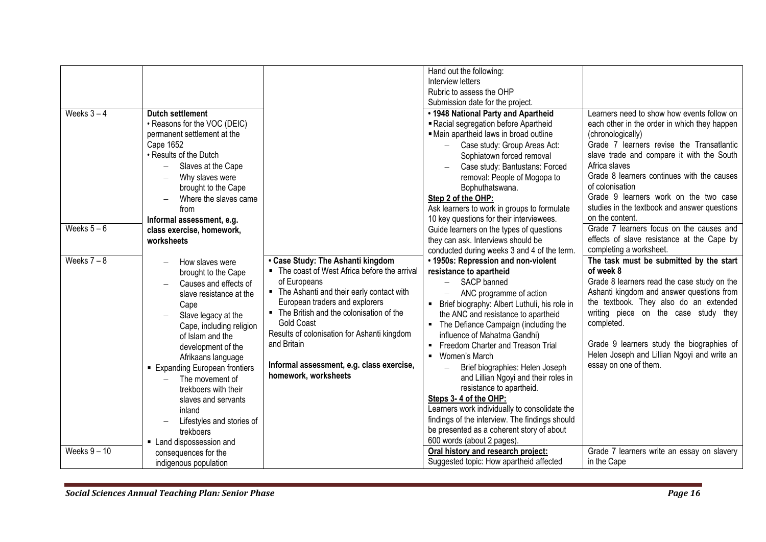| | | | | |
|---|---|---|---|---|
| | | | Hand out the following:<br>Interview letters<br>Rubric to assess the OHP<br>Submission date for the project. | |
| Weeks 3 – 4 | **Dutch settlement**<br>• Reasons for the VOC (DEIC) permanent settlement at the Cape 1652<br>• Results of the Dutch<br>– Slaves at the Cape<br>– Why slaves were brought to the Cape<br>– Where the slaves came from<br>**Informal assessment, e.g.** | | **• 1948 National Party and Apartheid**<br>▪ Racial segregation before Apartheid<br>▪ Main apartheid laws in broad outline<br>– Case study: Group Areas Act: Sophiatown forced removal<br>– Case study: Bantustans: Forced removal: People of Mogopa to Bophuthatswana.<br>**Step 2 of the OHP:**<br>Ask learners to work in groups to formulate 10 key questions for their interviewees. | Learners need to show how events follow on each other in the order in which they happen (chronologically)<br>Grade 7 learners revise the Transatlantic slave trade and compare it with the South Africa slaves<br>Grade 8 learners continues with the causes of colonisation<br>Grade 9 learners work on the two case studies in the textbook and answer questions on the content. |
| Weeks 5 – 6 | **class exercise, homework, worksheets** | | Guide learners on the types of questions they can ask. Interviews should be conducted during weeks 3 and 4 of the term. | Grade 7 learners focus on the causes and effects of slave resistance at the Cape by completing a worksheet. |
| Weeks 7 – 8 | – How slaves were brought to the Cape<br>– Causes and effects of slave resistance at the Cape<br>– Slave legacy at the Cape, including religion of Islam and the development of the Afrikaans language<br>▪ Expanding European frontiers<br>– The movement of trekboers with their slaves and servants inland<br>– Lifestyles and stories of trekboers<br>▪ Land dispossession and | **• Case Study: The Ashanti kingdom**<br>▪ The coast of West Africa before the arrival of Europeans<br>▪ The Ashanti and their early contact with European traders and explorers<br>▪ The British and the colonisation of the Gold Coast<br>Results of colonisation for Ashanti kingdom and Britain<br><br>**Informal assessment, e.g. class exercise, homework, worksheets** | **• 1950s: Repression and non-violent resistance to apartheid**<br>– SACP banned<br>– ANC programme of action<br>▪ Brief biography: Albert Luthuli, his role in the ANC and resistance to apartheid<br>▪ The Defiance Campaign (including the influence of Mahatma Gandhi)<br>▪ Freedom Charter and Treason Trial<br>▪ Women's March<br>– Brief biographies: Helen Joseph and Lillian Ngoyi and their roles in resistance to apartheid.<br>**Steps 3- 4 of the OHP:**<br>Learners work individually to consolidate the findings of the interview. The findings should be presented as a coherent story of about 600 words (about 2 pages). | **The task must be submitted by the start of week 8**<br>Grade 8 learners read the case study on the Ashanti kingdom and answer questions from the textbook. They also do an extended writing piece on the case study they completed.<br><br>Grade 9 learners study the biographies of Helen Joseph and Lillian Ngoyi and write an essay on one of them. |
| Weeks 9 – 10 | consequences for the indigenous population | | **Oral history and research project:**<br>Suggested topic: How apartheid affected | Grade 7 learners write an essay on slavery in the Cape |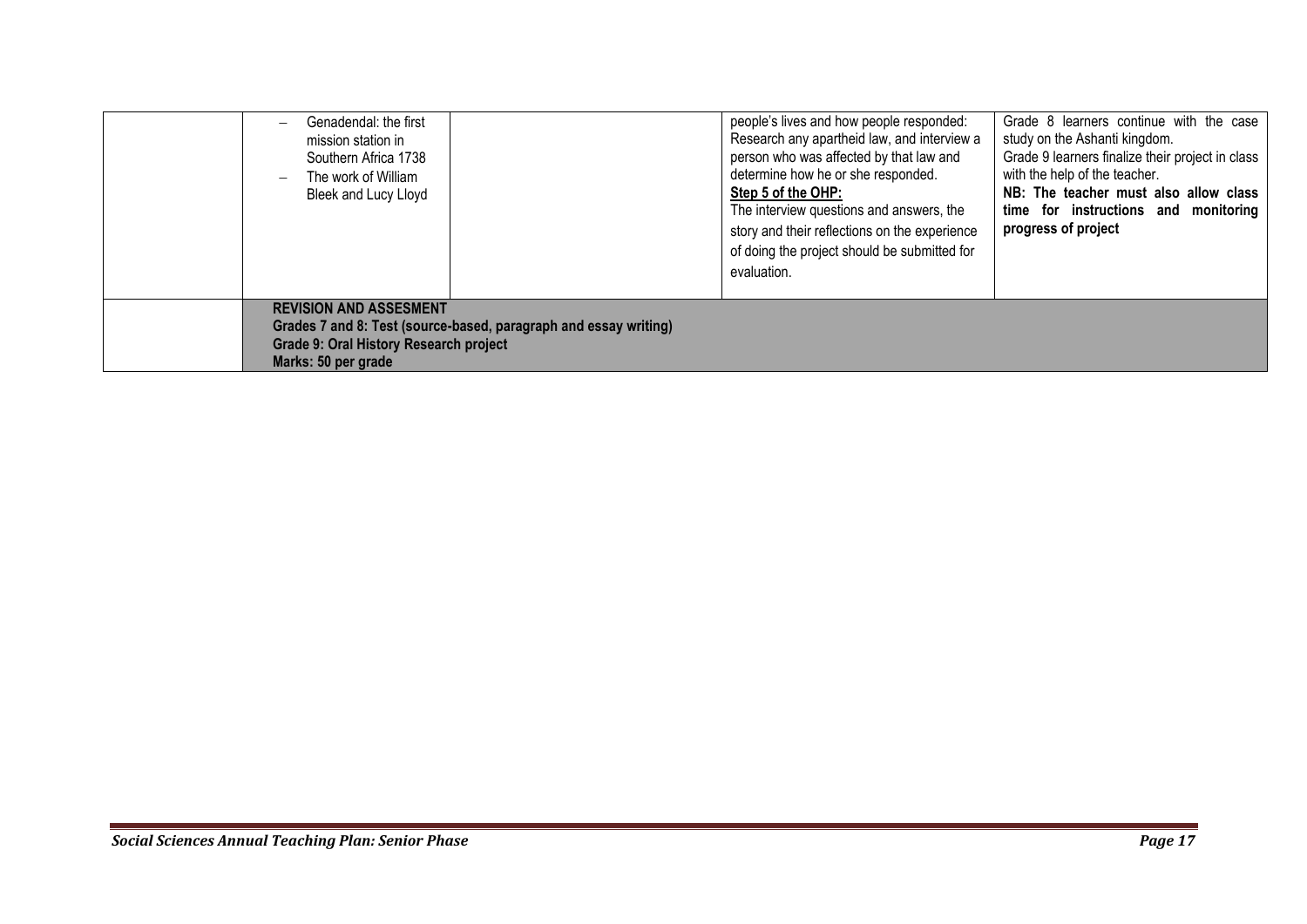| | | | | |
|---|---|---|---|---|
| | – Genadendal: the first mission station in Southern Africa 1738<br>– The work of William Bleek and Lucy Lloyd | | people's lives and how people responded: Research any apartheid law, and interview a person who was affected by that law and determine how he or she responded.<br>**Step 5 of the OHP:**<br>The interview questions and answers, the story and their reflections on the experience of doing the project should be submitted for evaluation. | Grade 8 learners continue with the case study on the Ashanti kingdom.<br>Grade 9 learners finalize their project in class with the help of the teacher.<br>**NB: The teacher must also allow class time for instructions and monitoring progress of project** |
| | **REVISION AND ASSESMENT**<br>**Grades 7 and 8: Test (source-based, paragraph and essay writing)**<br>**Grade 9: Oral History Research project**<br>**Marks: 50 per grade** | | | |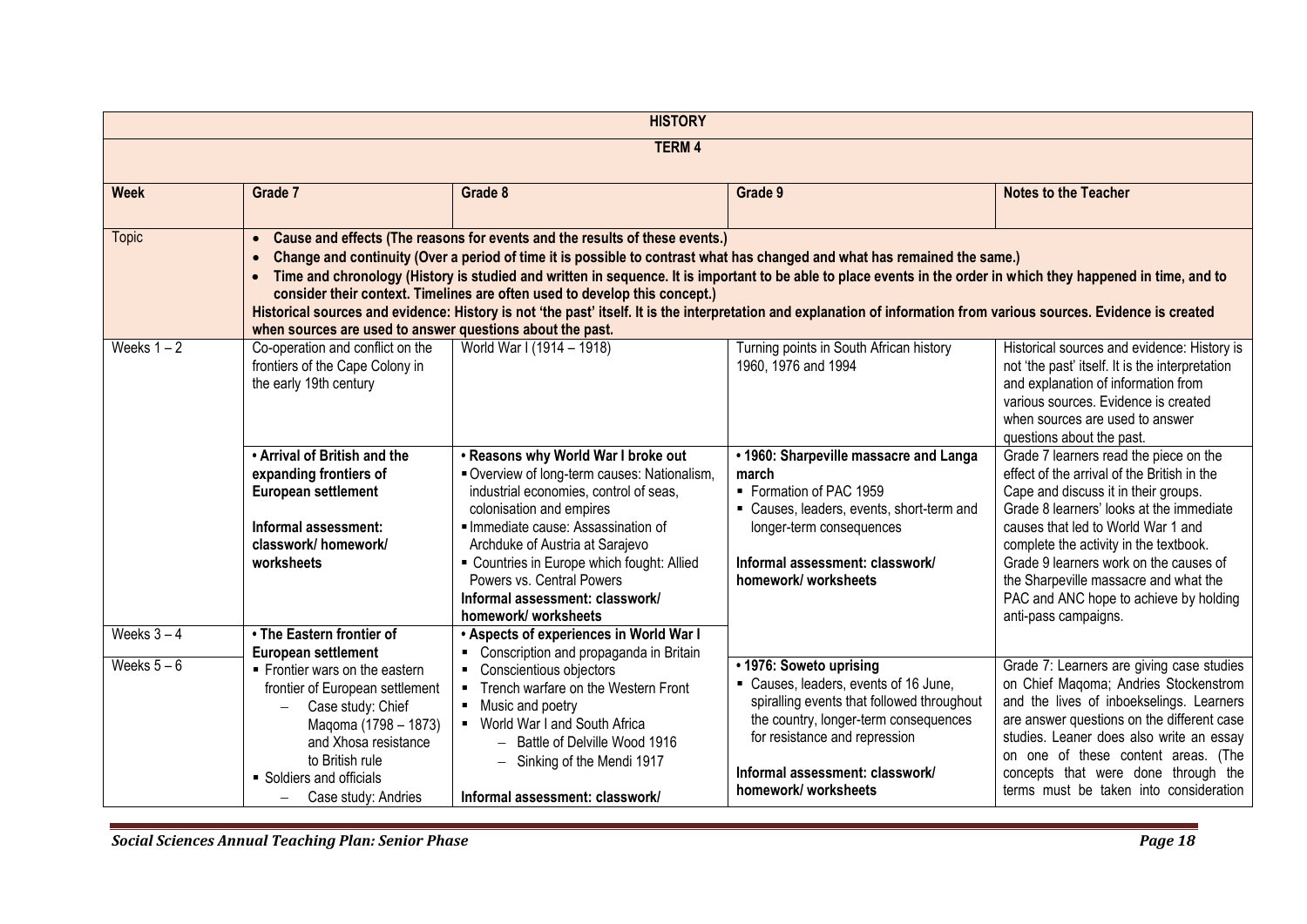| HISTORY | | | | |
|---|---|---|---|---|
| **TERM 4** | | | | |
| **Week** | **Grade 7** | **Grade 8** | **Grade 9** | **Notes to the Teacher** |
| Topic | • **Cause and effects (The reasons for events and the results of these events.)**<br>• **Change and continuity (Over a period of time it is possible to contrast what has changed and what has remained the same.)**<br>• **Time and chronology (History is studied and written in sequence. It is important to be able to place events in the order in which they happened in time, and to consider their context. Timelines are often used to develop this concept.)**<br>**Historical sources and evidence: History is not 'the past' itself. It is the interpretation and explanation of information from various sources. Evidence is created when sources are used to answer questions about the past.** | | | |
| Weeks 1 – 2 | Co-operation and conflict on the frontiers of the Cape Colony in the early 19th century<br><br>**• Arrival of British and the expanding frontiers of European settlement**<br><br>**Informal assessment: classwork/ homework/ worksheets** | World War I (1914 – 1918)<br><br>**• Reasons why World War I broke out**<br>▪ Overview of long-term causes: Nationalism, industrial economies, control of seas, colonisation and empires<br>▪ Immediate cause: Assassination of Archduke of Austria at Sarajevo<br>▪ Countries in Europe which fought: Allied Powers vs. Central Powers<br>**Informal assessment: classwork/ homework/ worksheets** | Turning points in South African history 1960, 1976 and 1994<br><br>**• 1960: Sharpeville massacre and Langa march**<br>▪ Formation of PAC 1959<br>▪ Causes, leaders, events, short-term and longer-term consequences<br><br>**Informal assessment: classwork/ homework/ worksheets** | Historical sources and evidence: History is not 'the past' itself. It is the interpretation and explanation of information from various sources. Evidence is created when sources are used to answer questions about the past.<br><br>Grade 7 learners read the piece on the effect of the arrival of the British in the Cape and discuss it in their groups. Grade 8 learners' looks at the immediate causes that led to World War 1 and complete the activity in the textbook. Grade 9 learners work on the causes of the Sharpeville massacre and what the PAC and ANC hope to achieve by holding anti-pass campaigns. |
| Weeks 3 – 4 | **• The Eastern frontier of European settlement**<br>▪ Frontier wars on the eastern frontier of European settlement<br>– Case study: Chief Maqoma (1798 – 1873) and Xhosa resistance to British rule<br>▪ Soldiers and officials<br>– Case study: Andries | **• Aspects of experiences in World War I**<br>▪ Conscription and propaganda in Britain<br>▪ Conscientious objectors<br>▪ Trench warfare on the Western Front<br>▪ Music and poetry<br>▪ World War I and South Africa<br>– Battle of Delville Wood 1916<br>– Sinking of the Mendi 1917<br><br>**Informal assessment: classwork/** | | |
| Weeks 5 – 6 | | | **• 1976: Soweto uprising**<br>▪ Causes, leaders, events of 16 June, spiralling events that followed throughout the country, longer-term consequences for resistance and repression<br><br>**Informal assessment: classwork/ homework/ worksheets** | Grade 7: Learners are giving case studies on Chief Maqoma; Andries Stockenstrom and the lives of inboekselings. Learners are answer questions on the different case studies. Leaner does also write an essay on one of these content areas. (The concepts that were done through the terms must be taken into consideration |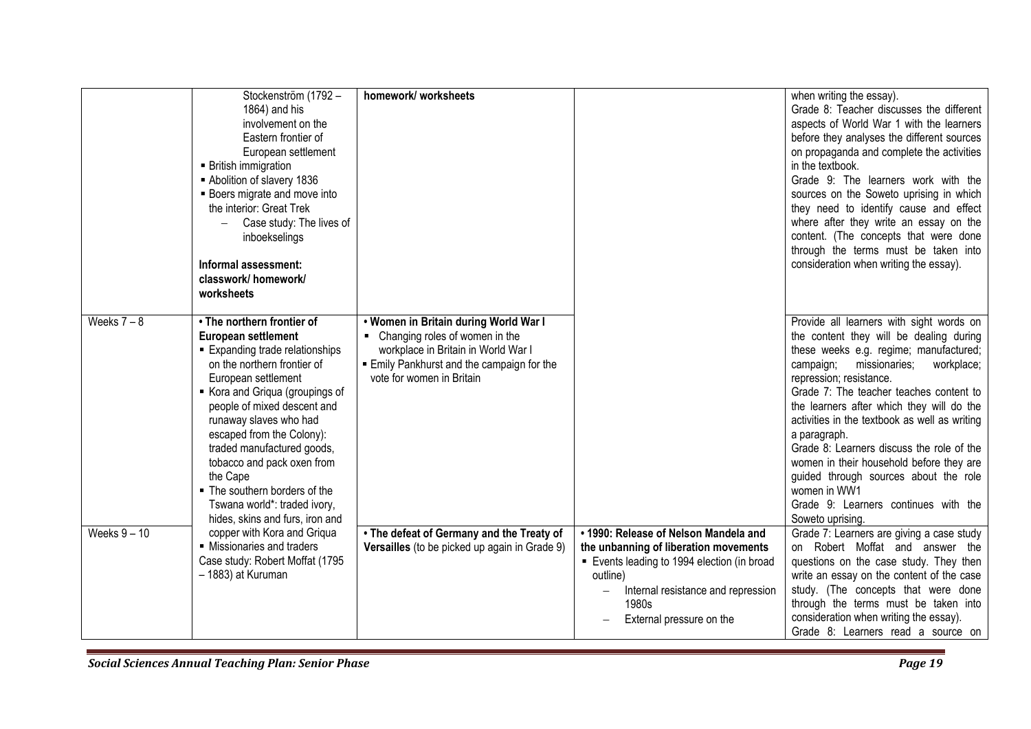| | | | | |
|---|---|---|---|---|
| | Stockenström (1792 – 1864) and his involvement on the Eastern frontier of European settlement<br>▪ British immigration<br>▪ Abolition of slavery 1836<br>▪ Boers migrate and move into the interior: Great Trek<br>– Case study: The lives of inboekselings<br><br>**Informal assessment: classwork/ homework/ worksheets** | **homework/ worksheets** | | when writing the essay).<br>Grade 8: Teacher discusses the different aspects of World War 1 with the learners before they analyses the different sources on propaganda and complete the activities in the textbook.<br>Grade 9: The learners work with the sources on the Soweto uprising in which they need to identify cause and effect where after they write an essay on the content. (The concepts that were done through the terms must be taken into consideration when writing the essay). |
| Weeks 7 – 8 | **• The northern frontier of European settlement**<br>▪ Expanding trade relationships on the northern frontier of European settlement<br>▪ Kora and Griqua (groupings of people of mixed descent and runaway slaves who had escaped from the Colony): traded manufactured goods, tobacco and pack oxen from the Cape<br>▪ The southern borders of the Tswana world*: traded ivory, hides, skins and furs, iron and copper with Kora and Griqua<br>▪ Missionaries and traders<br>Case study: Robert Moffat (1795 – 1883) at Kuruman | **• Women in Britain during World War I**<br>▪ Changing roles of women in the workplace in Britain in World War I<br>▪ Emily Pankhurst and the campaign for the vote for women in Britain | | Provide all learners with sight words on the content they will be dealing during these weeks e.g. regime; manufactured; campaign; missionaries; workplace; repression; resistance.<br>Grade 7: The teacher teaches content to the learners after which they will do the activities in the textbook as well as writing a paragraph.<br>Grade 8: Learners discuss the role of the women in their household before they are guided through sources about the role women in WW1<br>Grade 9: Learners continues with the Soweto uprising. |
| Weeks 9 – 10 | | **• The defeat of Germany and the Treaty of Versailles** (to be picked up again in Grade 9) | **• 1990: Release of Nelson Mandela and the unbanning of liberation movements**<br>▪ Events leading to 1994 election (in broad outline)<br>– Internal resistance and repression 1980s<br>– External pressure on the | Grade 7: Learners are giving a case study on Robert Moffat and answer the questions on the case study. They then write an essay on the content of the case study. (The concepts that were done through the terms must be taken into consideration when writing the essay).<br>Grade 8: Learners read a source on |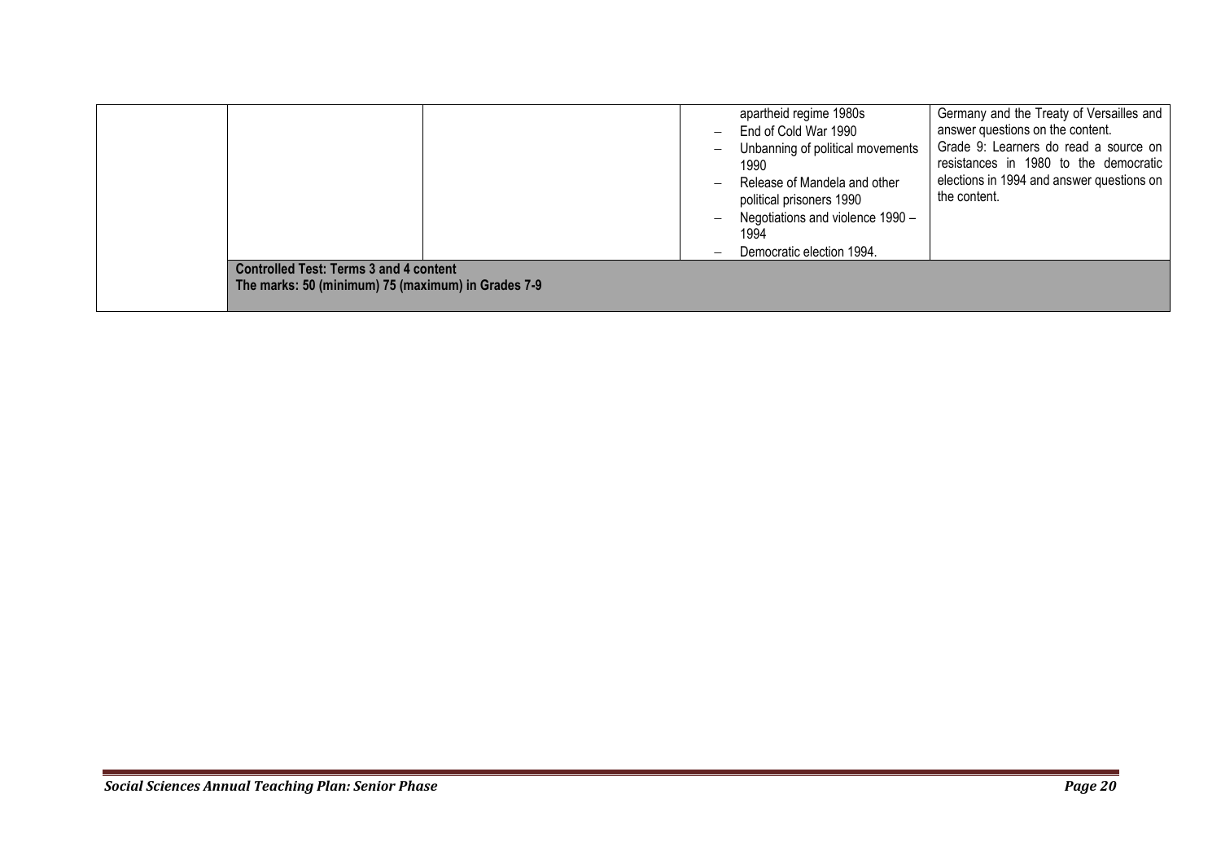| | | | | |
|---|---|---|---|---|
| | | | apartheid regime 1980s<br>– End of Cold War 1990<br>– Unbanning of political movements 1990<br>– Release of Mandela and other political prisoners 1990<br>– Negotiations and violence 1990 – 1994<br>– Democratic election 1994. | Germany and the Treaty of Versailles and answer questions on the content.<br>Grade 9: Learners do read a source on resistances in 1980 to the democratic elections in 1994 and answer questions on the content. |
| | **Controlled Test: Terms 3 and 4 content**<br>**The marks: 50 (minimum) 75 (maximum) in Grades 7-9** | | | |